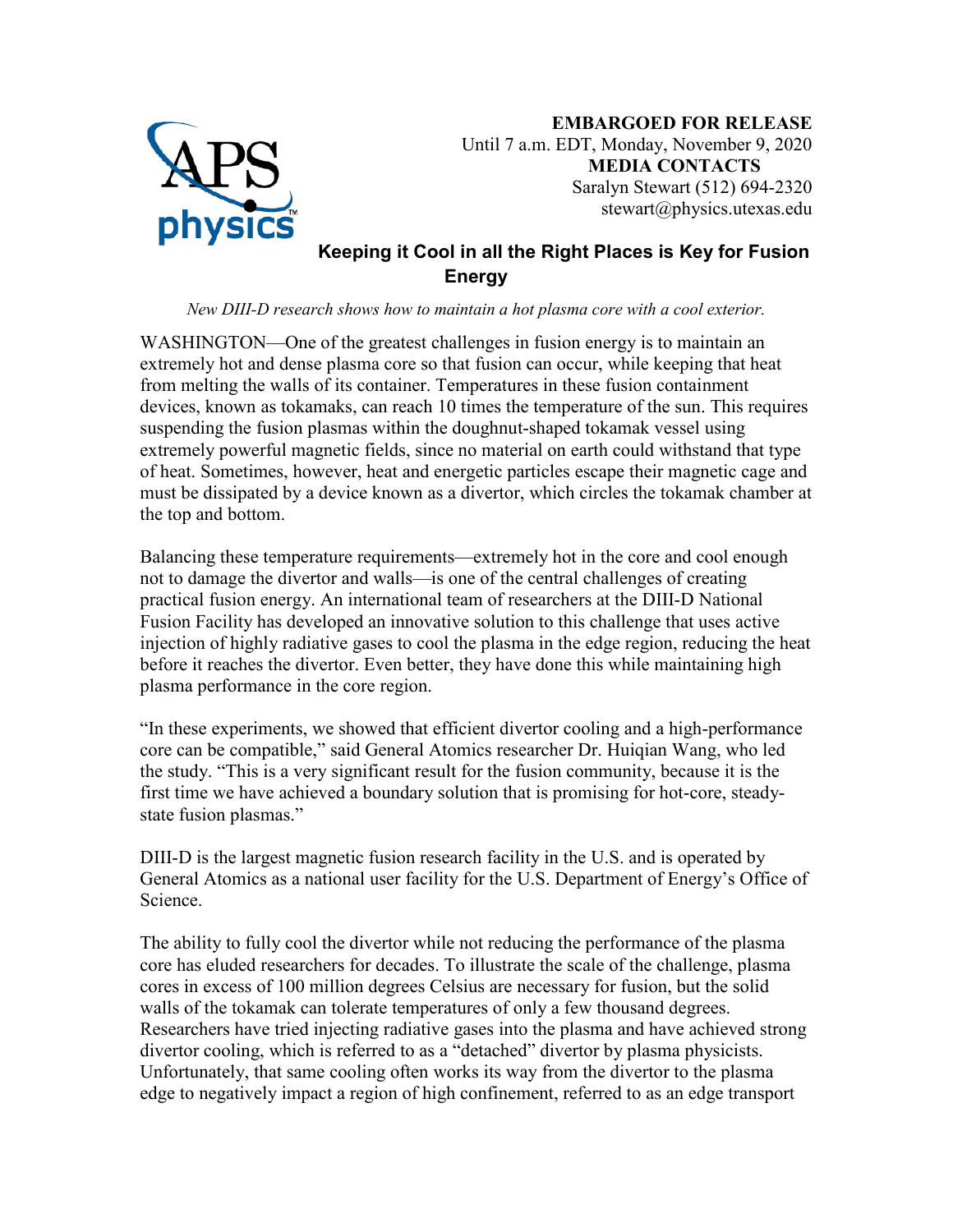**EMBARGOED FOR RELEASE**
Until 7 a.m. EDT, Monday, November 9, 2020
**MEDIA CONTACTS**
Saralyn Stewart (512) 694-2320
stewart@physics.utexas.edu

# Keeping it Cool in all the Right Places is Key for Fusion Energy

*New DIII-D research shows how to maintain a hot plasma core with a cool exterior.*

WASHINGTON—One of the greatest challenges in fusion energy is to maintain an extremely hot and dense plasma core so that fusion can occur, while keeping that heat from melting the walls of its container. Temperatures in these fusion containment devices, known as tokamaks, can reach 10 times the temperature of the sun. This requires suspending the fusion plasmas within the doughnut-shaped tokamak vessel using extremely powerful magnetic fields, since no material on earth could withstand that type of heat. Sometimes, however, heat and energetic particles escape their magnetic cage and must be dissipated by a device known as a divertor, which circles the tokamak chamber at the top and bottom.

Balancing these temperature requirements—extremely hot in the core and cool enough not to damage the divertor and walls—is one of the central challenges of creating practical fusion energy. An international team of researchers at the DIII-D National Fusion Facility has developed an innovative solution to this challenge that uses active injection of highly radiative gases to cool the plasma in the edge region, reducing the heat before it reaches the divertor. Even better, they have done this while maintaining high plasma performance in the core region.

"In these experiments, we showed that efficient divertor cooling and a high-performance core can be compatible," said General Atomics researcher Dr. Huiqian Wang, who led the study. "This is a very significant result for the fusion community, because it is the first time we have achieved a boundary solution that is promising for hot-core, steady-state fusion plasmas."

DIII-D is the largest magnetic fusion research facility in the U.S. and is operated by General Atomics as a national user facility for the U.S. Department of Energy's Office of Science.

The ability to fully cool the divertor while not reducing the performance of the plasma core has eluded researchers for decades. To illustrate the scale of the challenge, plasma cores in excess of 100 million degrees Celsius are necessary for fusion, but the solid walls of the tokamak can tolerate temperatures of only a few thousand degrees. Researchers have tried injecting radiative gases into the plasma and have achieved strong divertor cooling, which is referred to as a "detached" divertor by plasma physicists. Unfortunately, that same cooling often works its way from the divertor to the plasma edge to negatively impact a region of high confinement, referred to as an edge transport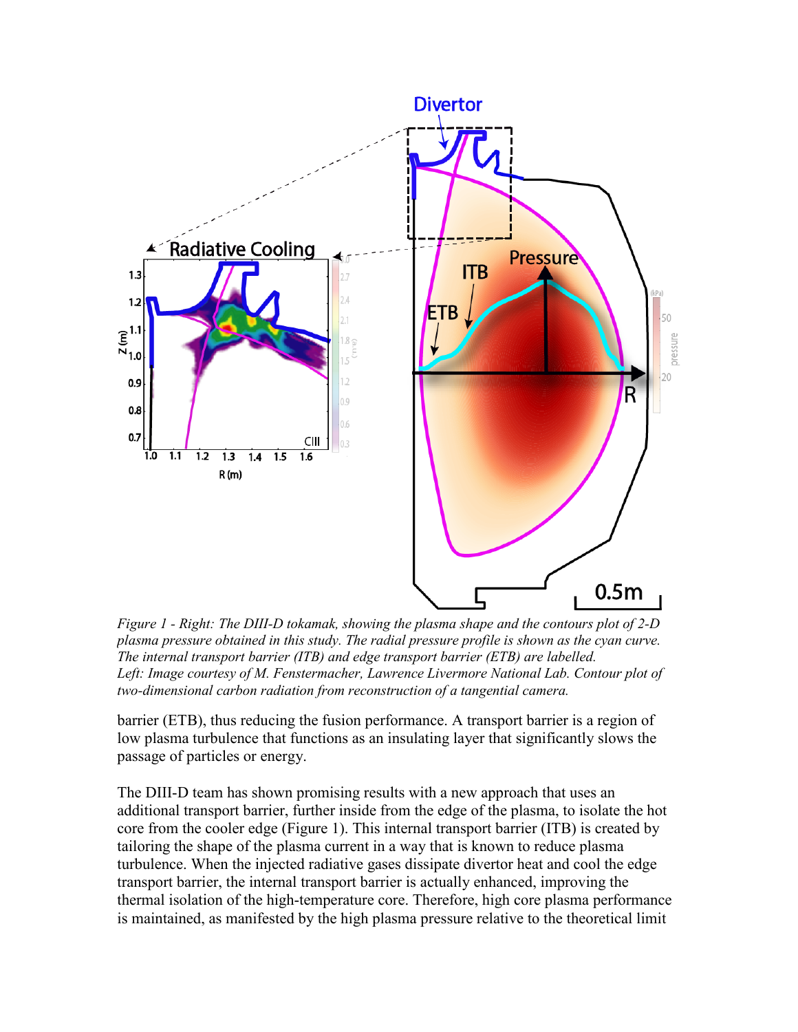*Figure 1 - Right: The DIII-D tokamak, showing the plasma shape and the contours plot of 2-D plasma pressure obtained in this study. The radial pressure profile is shown as the cyan curve. The internal transport barrier (ITB) and edge transport barrier (ETB) are labelled.*
*Left: Image courtesy of M. Fenstermacher, Lawrence Livermore National Lab. Contour plot of two-dimensional carbon radiation from reconstruction of a tangential camera.*

barrier (ETB), thus reducing the fusion performance. A transport barrier is a region of low plasma turbulence that functions as an insulating layer that significantly slows the passage of particles or energy.

The DIII-D team has shown promising results with a new approach that uses an additional transport barrier, further inside from the edge of the plasma, to isolate the hot core from the cooler edge (Figure 1). This internal transport barrier (ITB) is created by tailoring the shape of the plasma current in a way that is known to reduce plasma turbulence. When the injected radiative gases dissipate divertor heat and cool the edge transport barrier, the internal transport barrier is actually enhanced, improving the thermal isolation of the high-temperature core. Therefore, high core plasma performance is maintained, as manifested by the high plasma pressure relative to the theoretical limit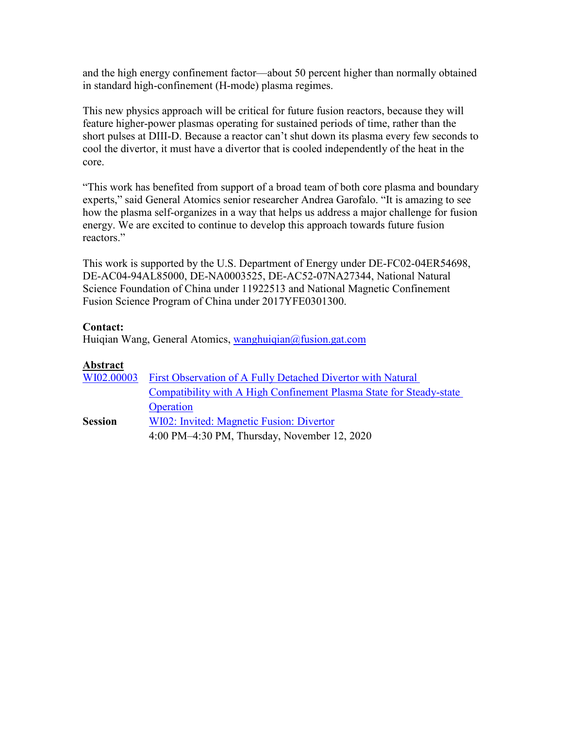and the high energy confinement factor—about 50 percent higher than normally obtained in standard high-confinement (H-mode) plasma regimes.

This new physics approach will be critical for future fusion reactors, because they will feature higher-power plasmas operating for sustained periods of time, rather than the short pulses at DIII-D. Because a reactor can't shut down its plasma every few seconds to cool the divertor, it must have a divertor that is cooled independently of the heat in the core.

"This work has benefited from support of a broad team of both core plasma and boundary experts," said General Atomics senior researcher Andrea Garofalo. "It is amazing to see how the plasma self-organizes in a way that helps us address a major challenge for fusion energy. We are excited to continue to develop this approach towards future fusion reactors."

This work is supported by the U.S. Department of Energy under DE-FC02-04ER54698, DE-AC04-94AL85000, DE-NA0003525, DE-AC52-07NA27344, National Natural Science Foundation of China under 11922513 and National Magnetic Confinement Fusion Science Program of China under 2017YFE0301300.

**Contact:**
Huiqian Wang, General Atomics, wanghuiqian@fusion.gat.com

| | |
|---|---|
| **Abstract** | |
| WI02.00003 | First Observation of A Fully Detached Divertor with Natural Compatibility with A High Confinement Plasma State for Steady-state Operation |
| **Session** | WI02: Invited: Magnetic Fusion: Divertor |
| | 4:00 PM–4:30 PM, Thursday, November 12, 2020 |